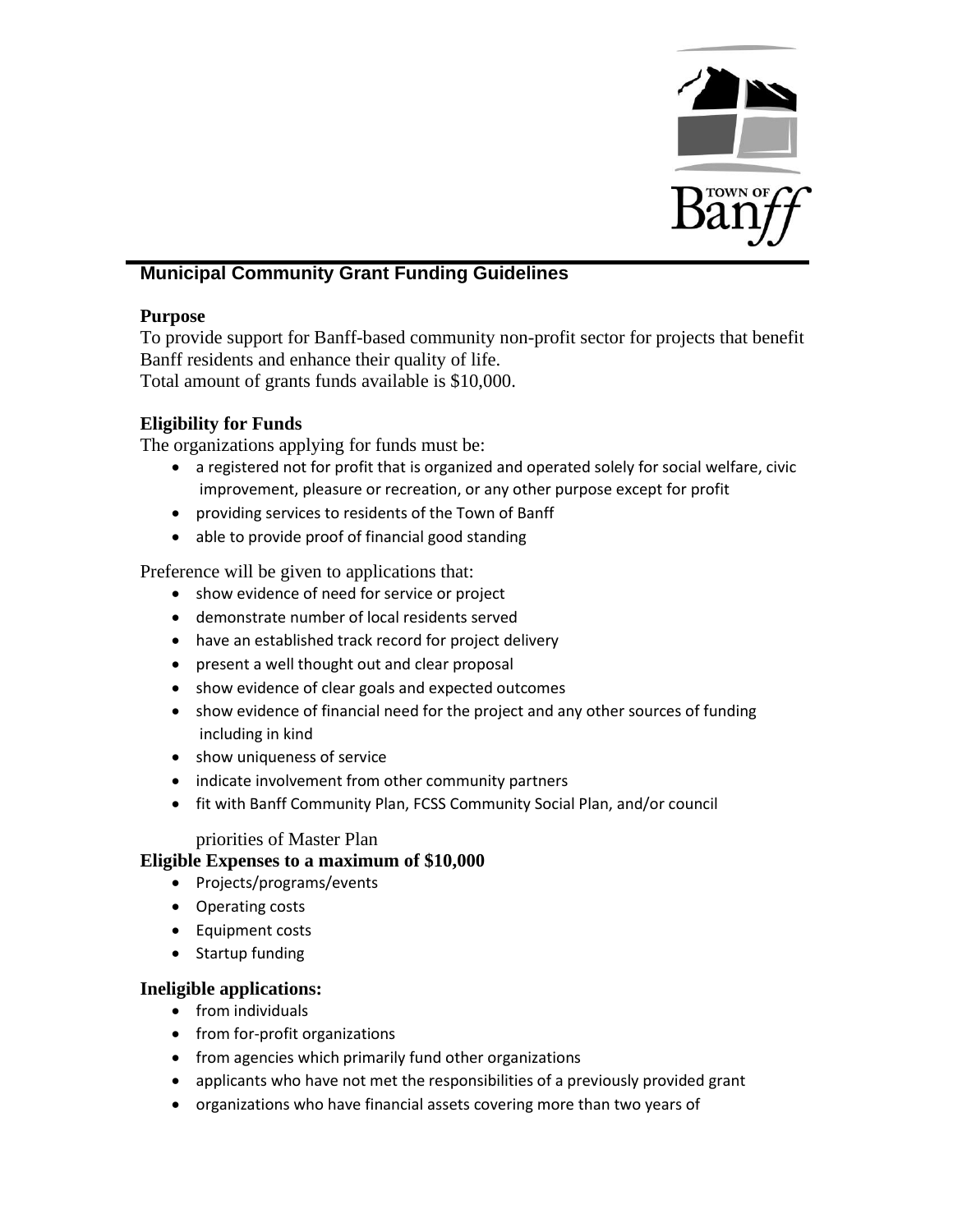## Municipal Community Grant Funding Guidelines

### Purpose

To provide support for Banff-based community non-profit sector for projects that benefit Banff residents and enhance their quality of life.
Total amount of grants funds available is $10,000.

### Eligibility for Funds

The organizations applying for funds must be:

- a registered not for profit that is organized and operated solely for social welfare, civic improvement, pleasure or recreation, or any other purpose except for profit
- providing services to residents of the Town of Banff
- able to provide proof of financial good standing

Preference will be given to applications that:

- show evidence of need for service or project
- demonstrate number of local residents served
- have an established track record for project delivery
- present a well thought out and clear proposal
- show evidence of clear goals and expected outcomes
- show evidence of financial need for the project and any other sources of funding including in kind
- show uniqueness of service
- indicate involvement from other community partners
- fit with Banff Community Plan, FCSS Community Social Plan, and/or council priorities of Master Plan

### Eligible Expenses to a maximum of $10,000

- Projects/programs/events
- Operating costs
- Equipment costs
- Startup funding

### Ineligible applications:

- from individuals
- from for-profit organizations
- from agencies which primarily fund other organizations
- applicants who have not met the responsibilities of a previously provided grant
- organizations who have financial assets covering more than two years of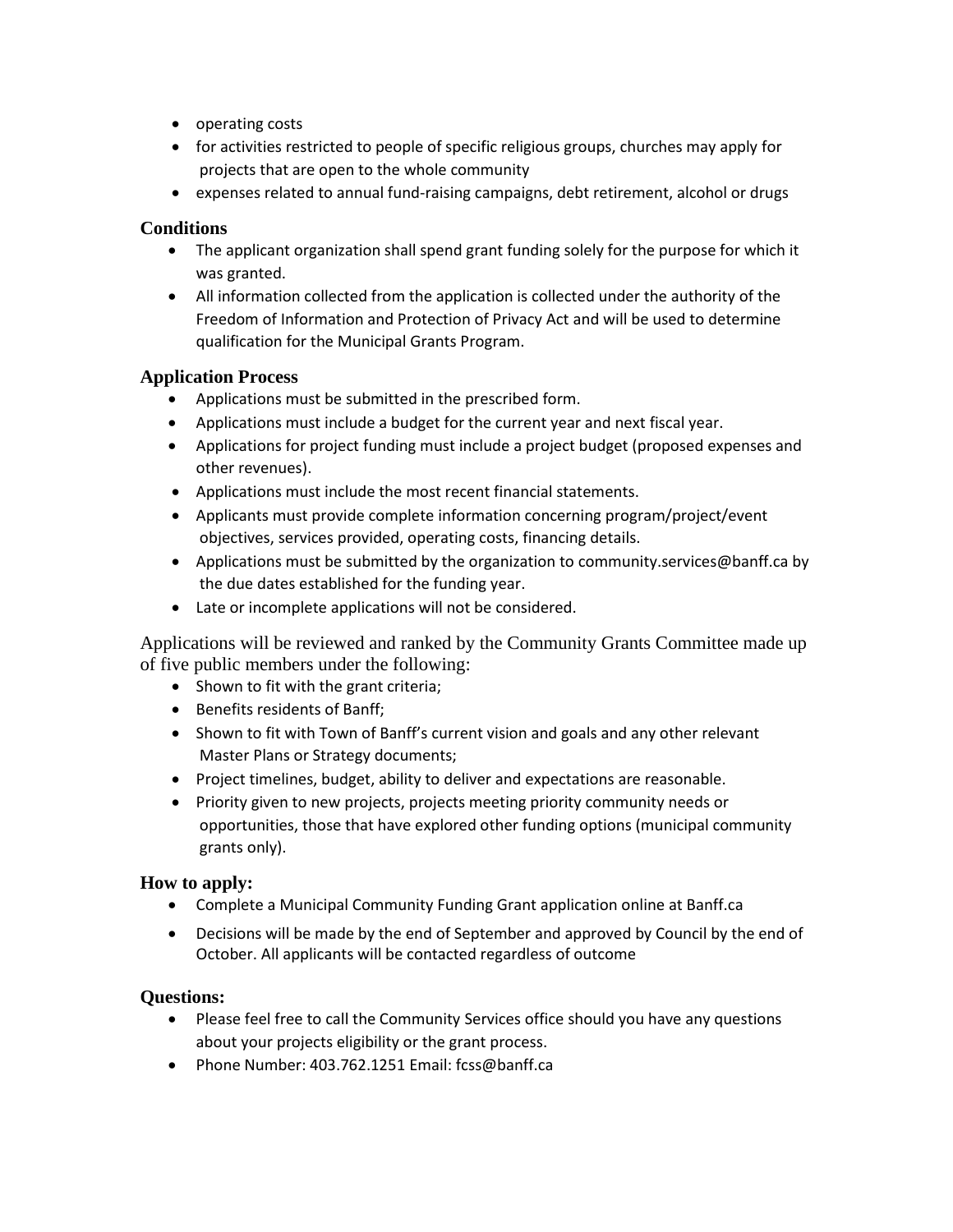- operating costs
- for activities restricted to people of specific religious groups, churches may apply for projects that are open to the whole community
- expenses related to annual fund-raising campaigns, debt retirement, alcohol or drugs

### Conditions

- The applicant organization shall spend grant funding solely for the purpose for which it was granted.
- All information collected from the application is collected under the authority of the Freedom of Information and Protection of Privacy Act and will be used to determine qualification for the Municipal Grants Program.

### Application Process

- Applications must be submitted in the prescribed form.
- Applications must include a budget for the current year and next fiscal year.
- Applications for project funding must include a project budget (proposed expenses and other revenues).
- Applications must include the most recent financial statements.
- Applicants must provide complete information concerning program/project/event objectives, services provided, operating costs, financing details.
- Applications must be submitted by the organization to community.services@banff.ca by the due dates established for the funding year.
- Late or incomplete applications will not be considered.

Applications will be reviewed and ranked by the Community Grants Committee made up of five public members under the following:

- Shown to fit with the grant criteria;
- Benefits residents of Banff;
- Shown to fit with Town of Banff's current vision and goals and any other relevant Master Plans or Strategy documents;
- Project timelines, budget, ability to deliver and expectations are reasonable.
- Priority given to new projects, projects meeting priority community needs or opportunities, those that have explored other funding options (municipal community grants only).

### How to apply:

- Complete a Municipal Community Funding Grant application online at Banff.ca
- Decisions will be made by the end of September and approved by Council by the end of October. All applicants will be contacted regardless of outcome

### Questions:

- Please feel free to call the Community Services office should you have any questions about your projects eligibility or the grant process.
- Phone Number: 403.762.1251 Email: fcss@banff.ca